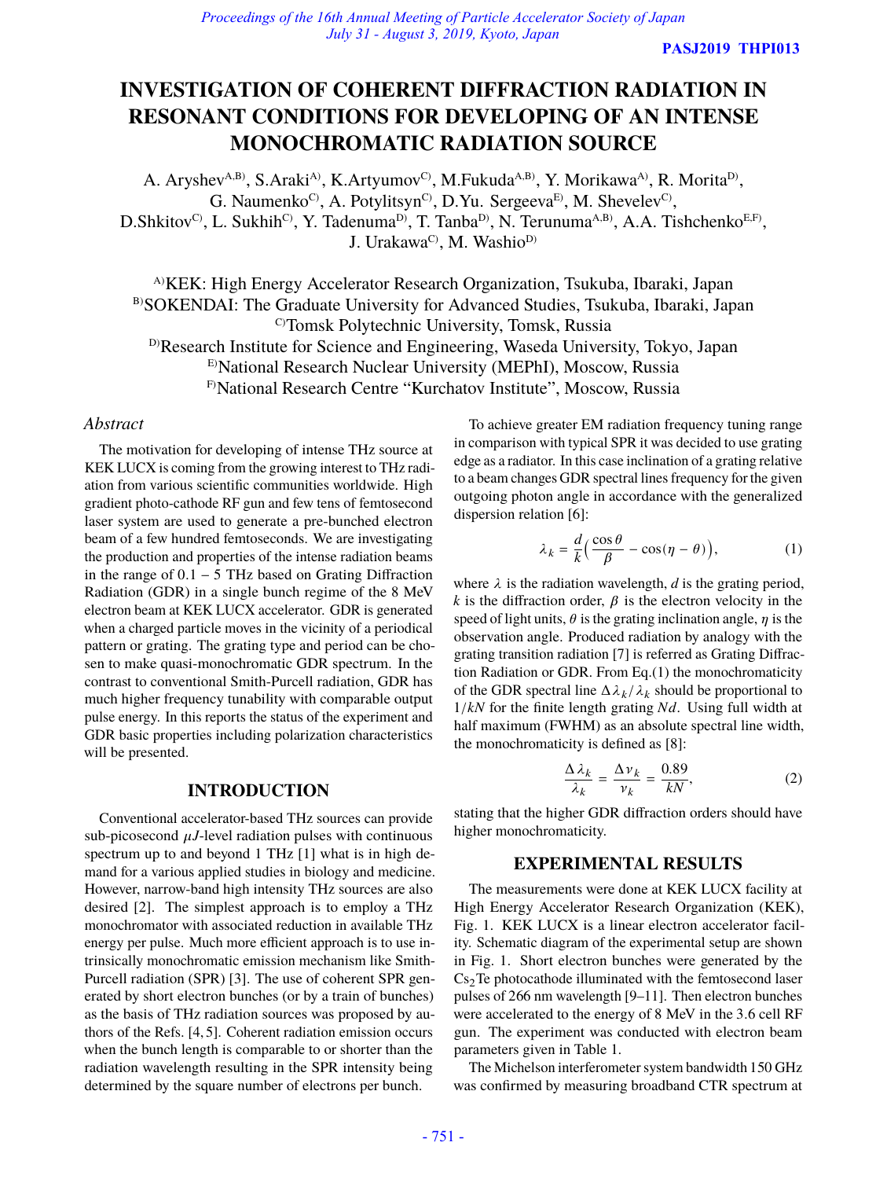# INVESTIGATION OF COHERENT DIFFRACTION RADIATION IN RESONANT CONDITIONS FOR DEVELOPING OF AN INTENSE MONOCHROMATIC RADIATION SOURCE

A. Aryshev[A,B], S.Araki[A], K.Artyumov[C], M.Fukuda[A,B], Y. Morikawa[A], R. Morita[D], G. Naumenko[C], A. Potylitsyn[C], D.Yu. Sergeeva[E], M. Shevelev[C], D.Shkitov[C], L. Sukhih[C], Y. Tadenuma[D], T. Tanba[D], N. Terunuma[A,B], A.A. Tishchenko[E,F], J. Urakawa[C], M. Washio[D]

[A]KEK: High Energy Accelerator Research Organization, Tsukuba, Ibaraki, Japan
[B]SOKENDAI: The Graduate University for Advanced Studies, Tsukuba, Ibaraki, Japan
[C]Tomsk Polytechnic University, Tomsk, Russia
[D]Research Institute for Science and Engineering, Waseda University, Tokyo, Japan
[E]National Research Nuclear University (MEPhI), Moscow, Russia
[F]National Research Centre "Kurchatov Institute", Moscow, Russia

## *Abstract*

The motivation for developing of intense THz source at KEK LUCX is coming from the growing interest to THz radiation from various scientific communities worldwide. High gradient photo-cathode RF gun and few tens of femtosecond laser system are used to generate a pre-bunched electron beam of a few hundred femtoseconds. We are investigating the production and properties of the intense radiation beams in the range of 0.1 – 5 THz based on Grating Diffraction Radiation (GDR) in a single bunch regime of the 8 MeV electron beam at KEK LUCX accelerator. GDR is generated when a charged particle moves in the vicinity of a periodical pattern or grating. The grating type and period can be chosen to make quasi-monochromatic GDR spectrum. In the contrast to conventional Smith-Purcell radiation, GDR has much higher frequency tunability with comparable output pulse energy. In this reports the status of the experiment and GDR basic properties including polarization characteristics will be presented.

## INTRODUCTION

Conventional accelerator-based THz sources can provide sub-picosecond $\mu J$-level radiation pulses with continuous spectrum up to and beyond 1 THz [1] what is in high demand for a various applied studies in biology and medicine. However, narrow-band high intensity THz sources are also desired [2]. The simplest approach is to employ a THz monochromator with associated reduction in available THz energy per pulse. Much more efficient approach is to use intrinsically monochromatic emission mechanism like Smith-Purcell radiation (SPR) [3]. The use of coherent SPR generated by short electron bunches (or by a train of bunches) as the basis of THz radiation sources was proposed by authors of the Refs. [4, 5]. Coherent radiation emission occurs when the bunch length is comparable to or shorter than the radiation wavelength resulting in the SPR intensity being determined by the square number of electrons per bunch.

To achieve greater EM radiation frequency tuning range in comparison with typical SPR it was decided to use grating edge as a radiator. In this case inclination of a grating relative to a beam changes GDR spectral lines frequency for the given outgoing photon angle in accordance with the generalized dispersion relation [6]:

$$\lambda_k = \frac{d}{k}\Big(\frac{\cos\theta}{\beta} - \cos(\eta - \theta)\Big), \tag{1}$$

where $\lambda$ is the radiation wavelength, $d$ is the grating period, $k$ is the diffraction order, $\beta$ is the electron velocity in the speed of light units, $\theta$ is the grating inclination angle, $\eta$ is the observation angle. Produced radiation by analogy with the grating transition radiation [7] is referred as Grating Diffraction Radiation or GDR. From Eq.(1) the monochromaticity of the GDR spectral line $\Delta\lambda_k/\lambda_k$ should be proportional to $1/kN$ for the finite length grating $Nd$. Using full width at half maximum (FWHM) as an absolute spectral line width, the monochromaticity is defined as [8]:

$$\frac{\Delta\lambda_k}{\lambda_k} = \frac{\Delta\nu_k}{\nu_k} = \frac{0.89}{kN}, \tag{2}$$

stating that the higher GDR diffraction orders should have higher monochromaticity.

## EXPERIMENTAL RESULTS

The measurements were done at KEK LUCX facility at High Energy Accelerator Research Organization (KEK), Fig. 1. KEK LUCX is a linear electron accelerator facility. Schematic diagram of the experimental setup are shown in Fig. 1. Short electron bunches were generated by the $Cs_2Te$ photocathode illuminated with the femtosecond laser pulses of 266 nm wavelength [9–11]. Then electron bunches were accelerated to the energy of 8 MeV in the 3.6 cell RF gun. The experiment was conducted with electron beam parameters given in Table 1.

The Michelson interferometer system bandwidth 150 GHz was confirmed by measuring broadband CTR spectrum at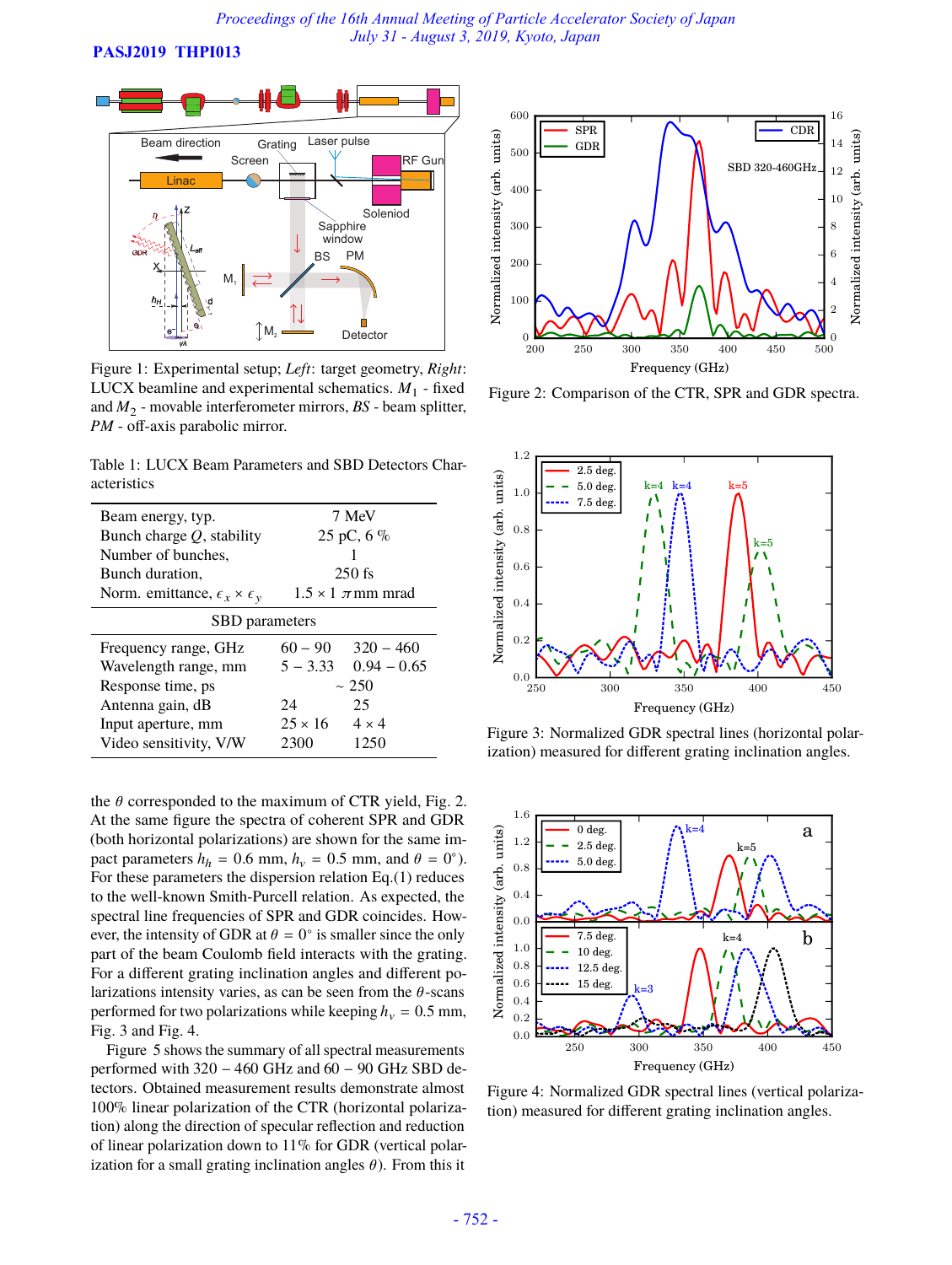Figure 1: Experimental setup; *Left*: target geometry, *Right*: LUCX beamline and experimental schematics. $M_1$ - fixed and $M_2$ - movable interferometer mirrors, *BS* - beam splitter, *PM* - off-axis parabolic mirror.

Table 1: LUCX Beam Parameters and SBD Detectors Characteristics

| | | |
|---|---|---|
| Beam energy, typ. | 7 MeV | |
| Bunch charge $Q$, stability | 25 pC, 6 % | |
| Number of bunches, | 1 | |
| Bunch duration, | 250 fs | |
| Norm. emittance, $\epsilon_x \times \epsilon_y$ | $1.5 \times 1$ $\pi$ mm mrad | |
| **SBD parameters** | | |
| Frequency range, GHz | 60 – 90 | 320 – 460 |
| Wavelength range, mm | 5 – 3.33 | 0.94 – 0.65 |
| Response time, ps | ~ 250 | |
| Antenna gain, dB | 24 | 25 |
| Input aperture, mm | 25 × 16 | 4 × 4 |
| Video sensitivity, V/W | 2300 | 1250 |

the $\theta$ corresponded to the maximum of CTR yield, Fig. 2. At the same figure the spectra of coherent SPR and GDR (both horizontal polarizations) are shown for the same impact parameters $h_h = 0.6$ mm, $h_v = 0.5$ mm, and $\theta = 0^\circ$). For these parameters the dispersion relation Eq.(1) reduces to the well-known Smith-Purcell relation. As expected, the spectral line frequencies of SPR and GDR coincides. However, the intensity of GDR at $\theta = 0^\circ$ is smaller since the only part of the beam Coulomb field interacts with the grating. For a different grating inclination angles and different polarizations intensity varies, as can be seen from the $\theta$-scans performed for two polarizations while keeping $h_v = 0.5$ mm, Fig. 3 and Fig. 4.

Figure 5 shows the summary of all spectral measurements performed with 320 – 460 GHz and 60 – 90 GHz SBD detectors. Obtained measurement results demonstrate almost 100% linear polarization of the CTR (horizontal polarization) along the direction of specular reflection and reduction of linear polarization down to 11% for GDR (vertical polarization for a small grating inclination angles $\theta$). From this it

Figure 2: Comparison of the CTR, SPR and GDR spectra.

Figure 3: Normalized GDR spectral lines (horizontal polarization) measured for different grating inclination angles.

Figure 4: Normalized GDR spectral lines (vertical polarization) measured for different grating inclination angles.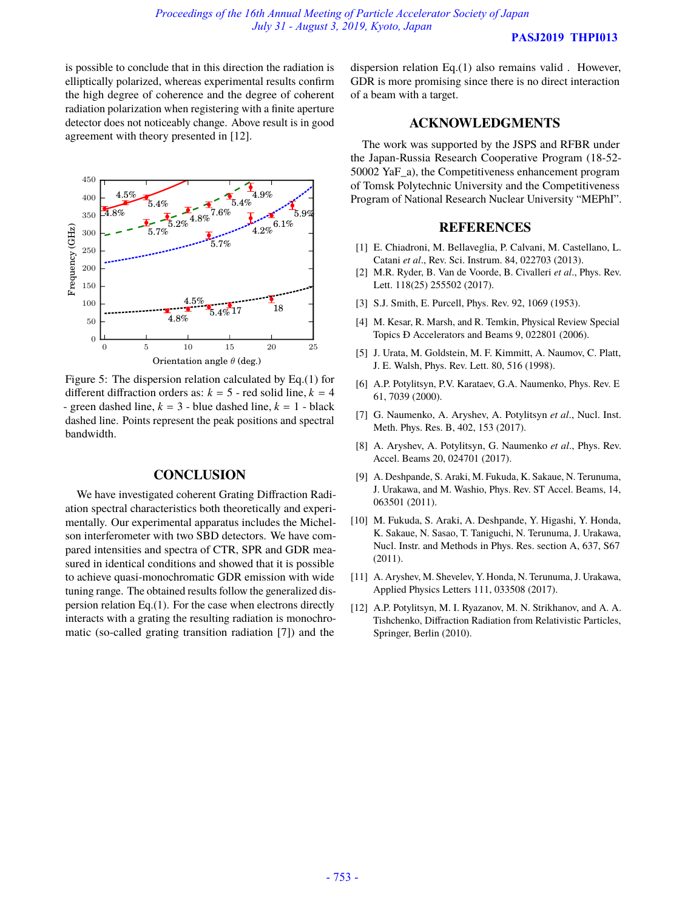is possible to conclude that in this direction the radiation is elliptically polarized, whereas experimental results confirm the high degree of coherence and the degree of coherent radiation polarization when registering with a finite aperture detector does not noticeably change. Above result is in good agreement with theory presented in [12].

450
400
350
300
250
200
150
100
50
0
Frequency (GHz)
0
5
10
15
20
25
Orientation angle $\theta$ (deg.)
4.5%
4.8%
5.4%
5.7%
5.2%
4.8%
7.6%
5.4%
4.9%
5.7%
4.2%
6.1%
5.9%
4.5%
4.8%
5.4%
17
18

Figure 5: The dispersion relation calculated by Eq.(1) for different diffraction orders as: $k = 5$ - red solid line, $k = 4$ - green dashed line, $k = 3$ - blue dashed line, $k = 1$ - black dashed line. Points represent the peak positions and spectral bandwidth.

## CONCLUSION

We have investigated coherent Grating Diffraction Radiation spectral characteristics both theoretically and experimentally. Our experimental apparatus includes the Michelson interferometer with two SBD detectors. We have compared intensities and spectra of CTR, SPR and GDR measured in identical conditions and showed that it is possible to achieve quasi-monochromatic GDR emission with wide tuning range. The obtained results follow the generalized dispersion relation Eq.(1). For the case when electrons directly interacts with a grating the resulting radiation is monochromatic (so-called grating transition radiation [7]) and the dispersion relation Eq.(1) also remains valid . However, GDR is more promising since there is no direct interaction of a beam with a target.

## ACKNOWLEDGMENTS

The work was supported by the JSPS and RFBR under the Japan-Russia Research Cooperative Program (18-52-50002 YaF_a), the Competitiveness enhancement program of Tomsk Polytechnic University and the Competitiveness Program of National Research Nuclear University "MEPhI".

## REFERENCES

[1] E. Chiadroni, M. Bellaveglia, P. Calvani, M. Castellano, L. Catani *et al.*, Rev. Sci. Instrum. 84, 022703 (2013).

[2] M.R. Ryder, B. Van de Voorde, B. Civalleri *et al.*, Phys. Rev. Lett. 118(25) 255502 (2017).

[3] S.J. Smith, E. Purcell, Phys. Rev. 92, 1069 (1953).

[4] M. Kesar, R. Marsh, and R. Temkin, Physical Review Special Topics Ð Accelerators and Beams 9, 022801 (2006).

[5] J. Urata, M. Goldstein, M. F. Kimmitt, A. Naumov, C. Platt, J. E. Walsh, Phys. Rev. Lett. 80, 516 (1998).

[6] A.P. Potylitsyn, P.V. Karataev, G.A. Naumenko, Phys. Rev. E 61, 7039 (2000).

[7] G. Naumenko, A. Aryshev, A. Potylitsyn *et al.*, Nucl. Inst. Meth. Phys. Res. B, 402, 153 (2017).

[8] A. Aryshev, A. Potylitsyn, G. Naumenko *et al.*, Phys. Rev. Accel. Beams 20, 024701 (2017).

[9] A. Deshpande, S. Araki, M. Fukuda, K. Sakaue, N. Terunuma, J. Urakawa, and M. Washio, Phys. Rev. ST Accel. Beams, 14, 063501 (2011).

[10] M. Fukuda, S. Araki, A. Deshpande, Y. Higashi, Y. Honda, K. Sakaue, N. Sasao, T. Taniguchi, N. Terunuma, J. Urakawa, Nucl. Instr. and Methods in Phys. Res. section A, 637, S67 (2011).

[11] A. Aryshev, M. Shevelev, Y. Honda, N. Terunuma, J. Urakawa, Applied Physics Letters 111, 033508 (2017).

[12] A.P. Potylitsyn, M. I. Ryazanov, M. N. Strikhanov, and A. A. Tishchenko, Diffraction Radiation from Relativistic Particles, Springer, Berlin (2010).